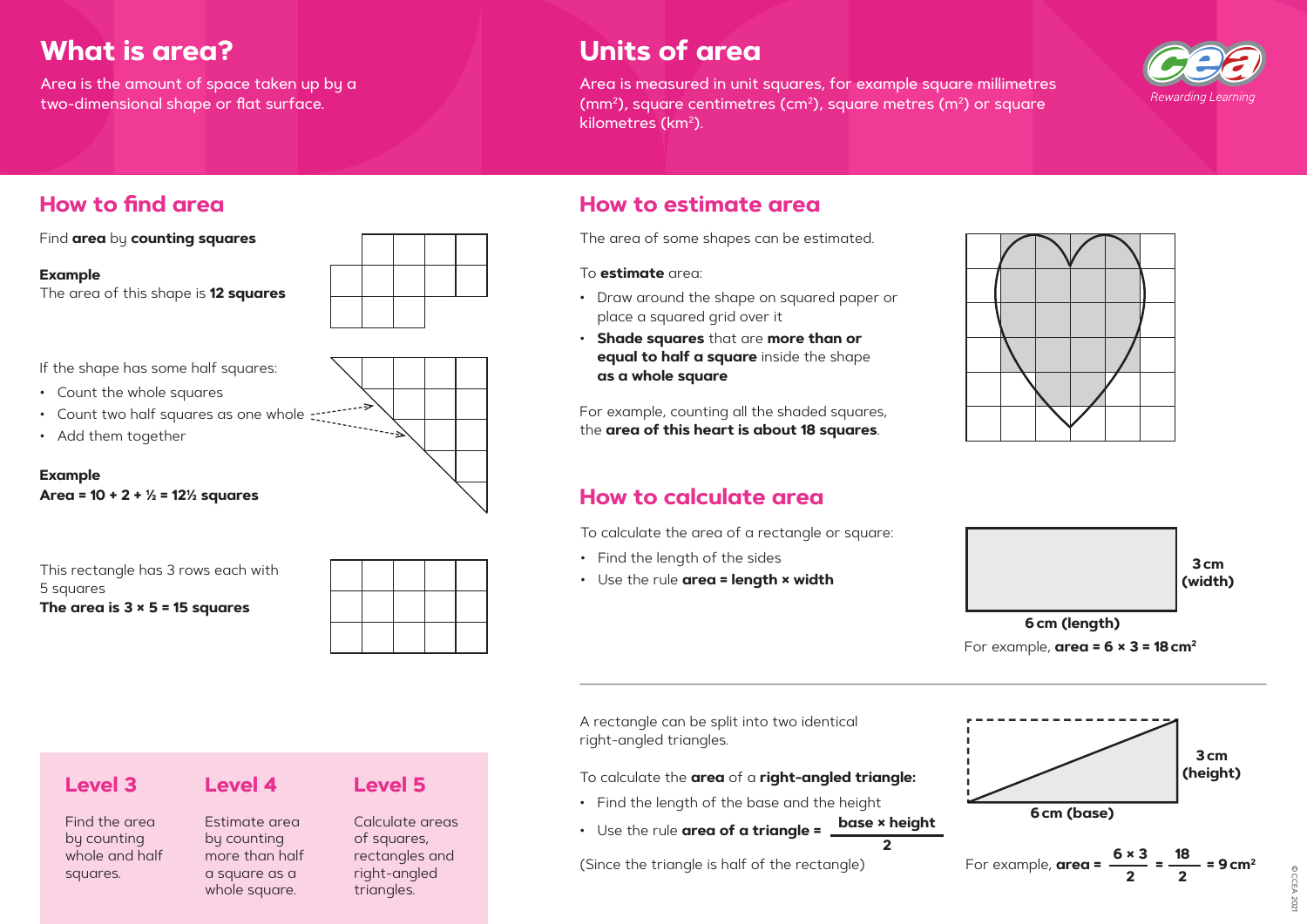# What is area?

Area is the amount of space taken up by a two-dimensional shape or flat surface.

# Units of area

Area is measured in unit squares, for example square millimetres ($mm^2$), square centimetres ($cm^2$), square metres ($m^2$) or square kilometres ($km^2$).

## How to find area

Find **area** by **counting squares**

**Example**
The area of this shape is **12 squares**

If the shape has some half squares:

- Count the whole squares
- Count two half squares as one whole
- Add them together

**Example**
**Area = 10 + 2 + ½ = 12½ squares**

This rectangle has 3 rows each with 5 squares
**The area is 3 × 5 = 15 squares**

## How to estimate area

The area of some shapes can be estimated.

To **estimate** area:

- Draw around the shape on squared paper or place a squared grid over it
- **Shade squares** that are **more than or equal to half a square** inside the shape **as a whole square**

For example, counting all the shaded squares, the **area of this heart is about 18 squares**.

## How to calculate area

To calculate the area of a rectangle or square:

- Find the length of the sides
- Use the rule **area = length × width**

3 cm (width)
6 cm (length)

For example, **area = 6 × 3 = 18 $cm^2$**

A rectangle can be split into two identical right-angled triangles.

To calculate the **area** of a **right-angled triangle:**

- Find the length of the base and the height
- Use the rule **area of a triangle =** $\frac{\text{base} \times \text{height}}{2}$

(Since the triangle is half of the rectangle)

3 cm (height)
6 cm (base)

For example, **area** = $\frac{6 \times 3}{2} = \frac{18}{2} = 9\ cm^2$

| Level 3 | Level 4 | Level 5 |
| --- | --- | --- |
| Find the area by counting whole and half squares. | Estimate area by counting more than half a square as a whole square. | Calculate areas of squares, rectangles and right-angled triangles. |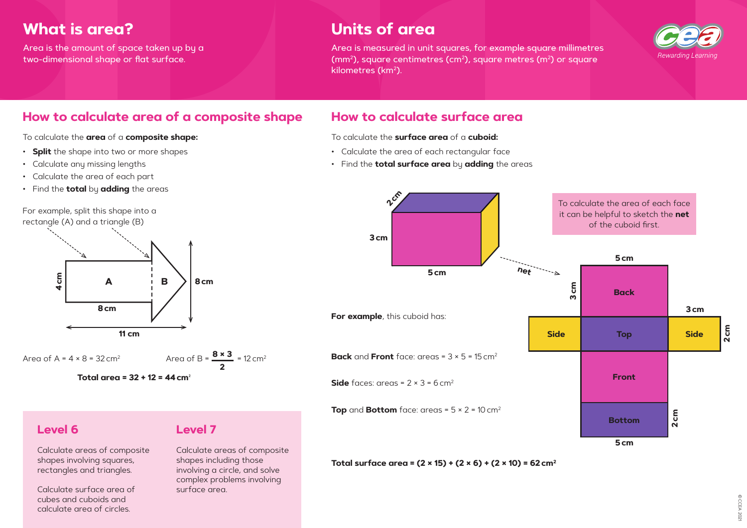## What is area?

Area is the amount of space taken up by a two-dimensional shape or flat surface.

## Units of area

Area is measured in unit squares, for example square millimetres ($mm^2$), square centimetres ($cm^2$), square metres ($m^2$) or square kilometres ($km^2$).

## How to calculate area of a composite shape

To calculate the **area** of a **composite shape:**

- **Split** the shape into two or more shapes
- Calculate any missing lengths
- Calculate the area of each part
- Find the **total** by **adding** the areas

For example, split this shape into a rectangle (A) and a triangle (B)

A: 4 cm, 8 cm; B: 8 cm; total length 11 cm

Area of A = $4 \times 8 = 32\,cm^2$

Area of B = $\frac{8 \times 3}{2} = 12\,cm^2$

**Total area = 32 + 12 = 44 cm²**

### Level 6

Calculate areas of composite shapes involving squares, rectangles and triangles.

Calculate surface area of cubes and cuboids and calculate area of circles.

### Level 7

Calculate areas of composite shapes including those involving a circle, and solve complex problems involving surface area.

## How to calculate surface area

To calculate the **surface area** of a **cuboid:**

- Calculate the area of each rectangular face
- Find the **total surface area** by **adding** the areas

Cuboid: 5 cm, 3 cm, 2 cm → net

To calculate the area of each face it can be helpful to sketch the **net** of the cuboid first.

Net: Back, Side, Top, Side, Front, Bottom (5 cm, 3 cm, 2 cm)

**For example**, this cuboid has:

**Back** and **Front** face: areas = $3 \times 5 = 15\,cm^2$

**Side** faces: areas = $2 \times 3 = 6\,cm^2$

**Top** and **Bottom** face: areas = $5 \times 2 = 10\,cm^2$

**Total surface area = (2 × 15) + (2 × 6) + (2 × 10) = 62 cm²**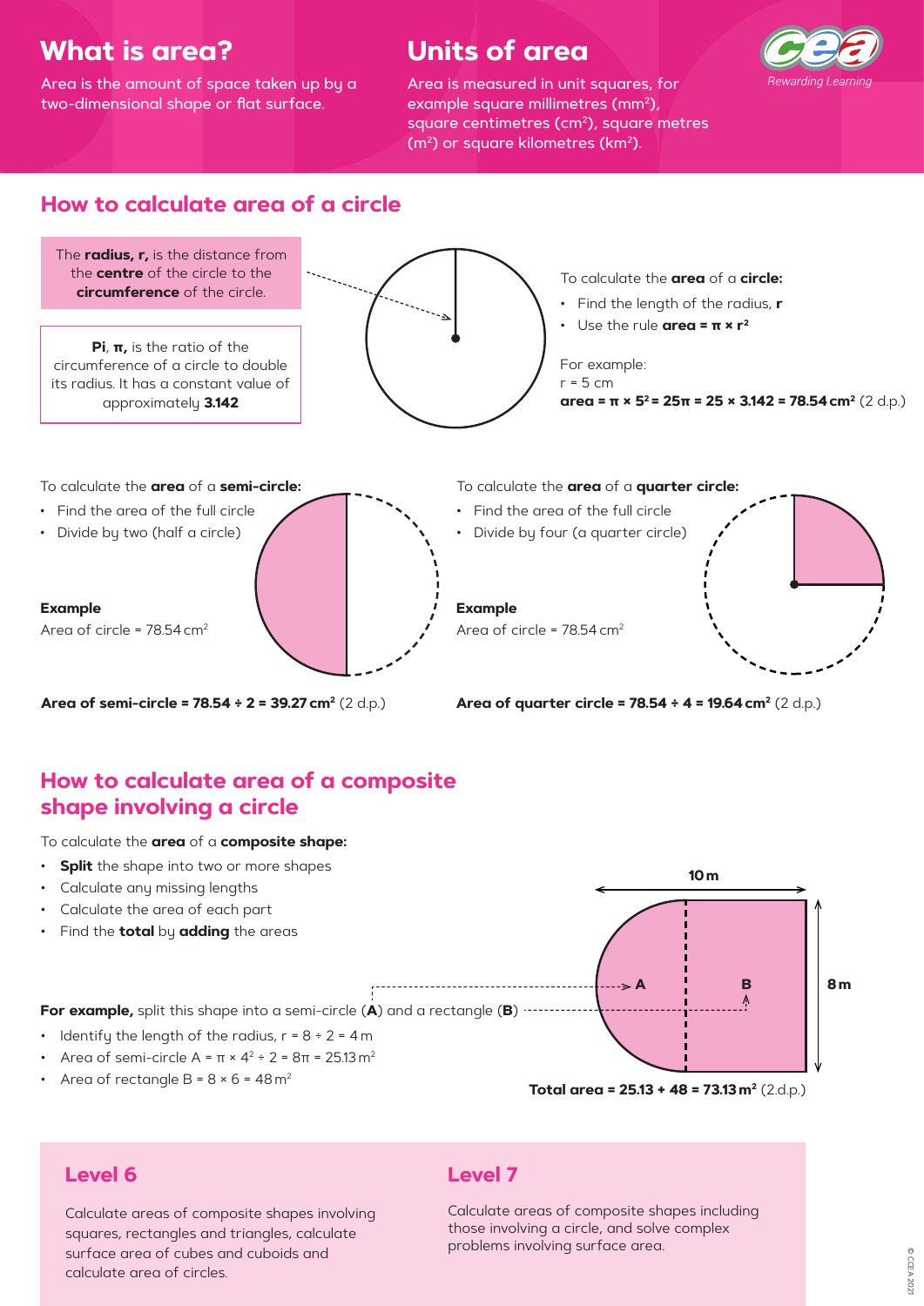## What is area?

Area is the amount of space taken up by a two-dimensional shape or flat surface.

## Units of area

Area is measured in unit squares, for example square millimetres ($mm^2$), square centimetres ($cm^2$), square metres ($m^2$) or square kilometres ($km^2$).

## How to calculate area of a circle

The **radius, r,** is the distance from the **centre** of the circle to the **circumference** of the circle.

**Pi**, **π,** is the ratio of the circumference of a circle to double its radius. It has a constant value of approximately **3.142**

To calculate the **area** of a **circle:**

- Find the length of the radius, **r**
- Use the rule **area** = $\pi \times r^2$

For example:
r = 5 cm
**area** = $\pi \times 5^2 = 25\pi = 25 \times 3.142 = 78.54\ cm^2$ (2 d.p.)

To calculate the **area** of a **semi-circle:**

- Find the area of the full circle
- Divide by two (half a circle)

**Example**
Area of circle = $78.54\ cm^2$

**Area of semi-circle** = $78.54 \div 2 = 39.27\ cm^2$ (2 d.p.)

To calculate the **area** of a **quarter circle:**

- Find the area of the full circle
- Divide by four (a quarter circle)

**Example**
Area of circle = $78.54\ cm^2$

**Area of quarter circle** = $78.54 \div 4 = 19.64\ cm^2$ (2 d.p.)

## How to calculate area of a composite shape involving a circle

To calculate the **area** of a **composite shape:**

- **Split** the shape into two or more shapes
- Calculate any missing lengths
- Calculate the area of each part
- Find the **total** by **adding** the areas

**For example,** split this shape into a semi-circle (**A**) and a rectangle (**B**)

- Identify the length of the radius, $r = 8 \div 2 = 4$ m
- Area of semi-circle A = $\pi \times 4^2 \div 2 = 8\pi = 25.13\ m^2$
- Area of rectangle B = $8 \times 6 = 48\ m^2$

10 m
8 m
A
B

**Total area** = $25.13 + 48 = 73.13\ m^2$ (2.d.p.)

### Level 6

Calculate areas of composite shapes involving squares, rectangles and triangles, calculate surface area of cubes and cuboids and calculate area of circles.

### Level 7

Calculate areas of composite shapes including those involving a circle, and solve complex problems involving surface area.